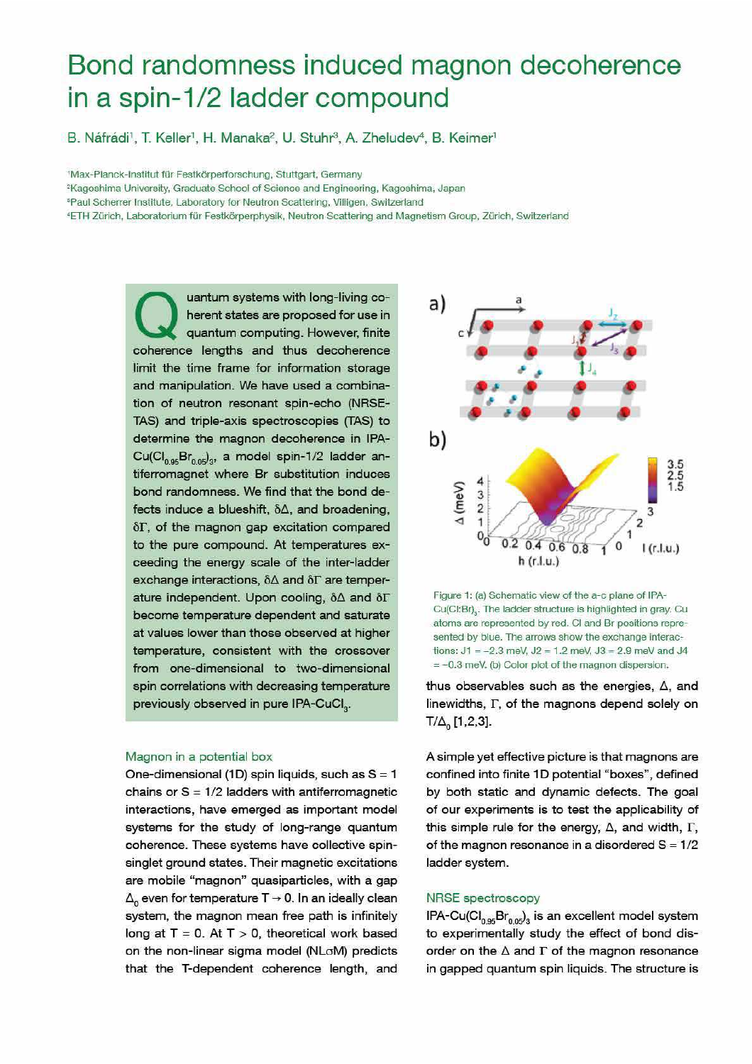# Bond randomness induced magnon decoherence in a spin-1/2 ladder compound

B. Náfrádi[1], T. Keller[1], H. Manaka[2], U. Stuhr[3], A. Zheludev[4], B. Keimer[1]

[1]Max-Planck-Institut für Festkörperforschung, Stuttgart, Germany
[2]Kagoshima University, Graduate School of Science and Engineering, Kagoshima, Japan
[3]Paul Scherrer Institute, Laboratory for Neutron Scattering, Villigen, Switzerland
[4]ETH Zürich, Laboratorium für Festkörperphysik, Neutron Scattering and Magnetism Group, Zürich, Switzerland

Quantum systems with long-living coherent states are proposed for use in quantum computing. However, finite coherence lengths and thus decoherence limit the time frame for information storage and manipulation. We have used a combination of neutron resonant spin-echo (NRSE-TAS) and triple-axis spectroscopies (TAS) to determine the magnon decoherence in IPA-$Cu(Cl_{0.95}Br_{0.05})_3$, a model spin-1/2 ladder antiferromagnet where Br substitution induces bond randomness. We find that the bond defects induce a blueshift, $\delta\Delta$, and broadening, $\delta\Gamma$, of the magnon gap excitation compared to the pure compound. At temperatures exceeding the energy scale of the inter-ladder exchange interactions, $\delta\Delta$ and $\delta\Gamma$ are temperature independent. Upon cooling, $\delta\Delta$ and $\delta\Gamma$ become temperature dependent and saturate at values lower than those observed at higher temperature, consistent with the crossover from one-dimensional to two-dimensional spin correlations with decreasing temperature previously observed in pure IPA-$CuCl_3$.

Figure 1: (a) Schematic view of the a-c plane of IPA-$Cu(Cl:Br)_3$. The ladder structure is highlighted in gray. Cu atoms are represented by red. Cl and Br positions represented by blue. The arrows show the exchange interactions: J1 = −2.3 meV, J2 = 1.2 meV, J3 = 2.9 meV and J4 = −0.3 meV. (b) Color plot of the magnon dispersion.

## Magnon in a potential box

One-dimensional (1D) spin liquids, such as S = 1 chains or S = 1/2 ladders with antiferromagnetic interactions, have emerged as important model systems for the study of long-range quantum coherence. These systems have collective spin-singlet ground states. Their magnetic excitations are mobile "magnon" quasiparticles, with a gap $\Delta_0$ even for temperature $T \to 0$. In an ideally clean system, the magnon mean free path is infinitely long at T = 0. At T > 0, theoretical work based on the non-linear sigma model (NLσM) predicts that the T-dependent coherence length, and thus observables such as the energies, $\Delta$, and linewidths, $\Gamma$, of the magnons depend solely on $T/\Delta_0$ [1,2,3].

A simple yet effective picture is that magnons are confined into finite 1D potential "boxes", defined by both static and dynamic defects. The goal of our experiments is to test the applicability of this simple rule for the energy, $\Delta$, and width, $\Gamma$, of the magnon resonance in a disordered S = 1/2 ladder system.

## NRSE spectroscopy

IPA-$Cu(Cl_{0.95}Br_{0.05})_3$ is an excellent model system to experimentally study the effect of bond disorder on the $\Delta$ and $\Gamma$ of the magnon resonance in gapped quantum spin liquids. The structure is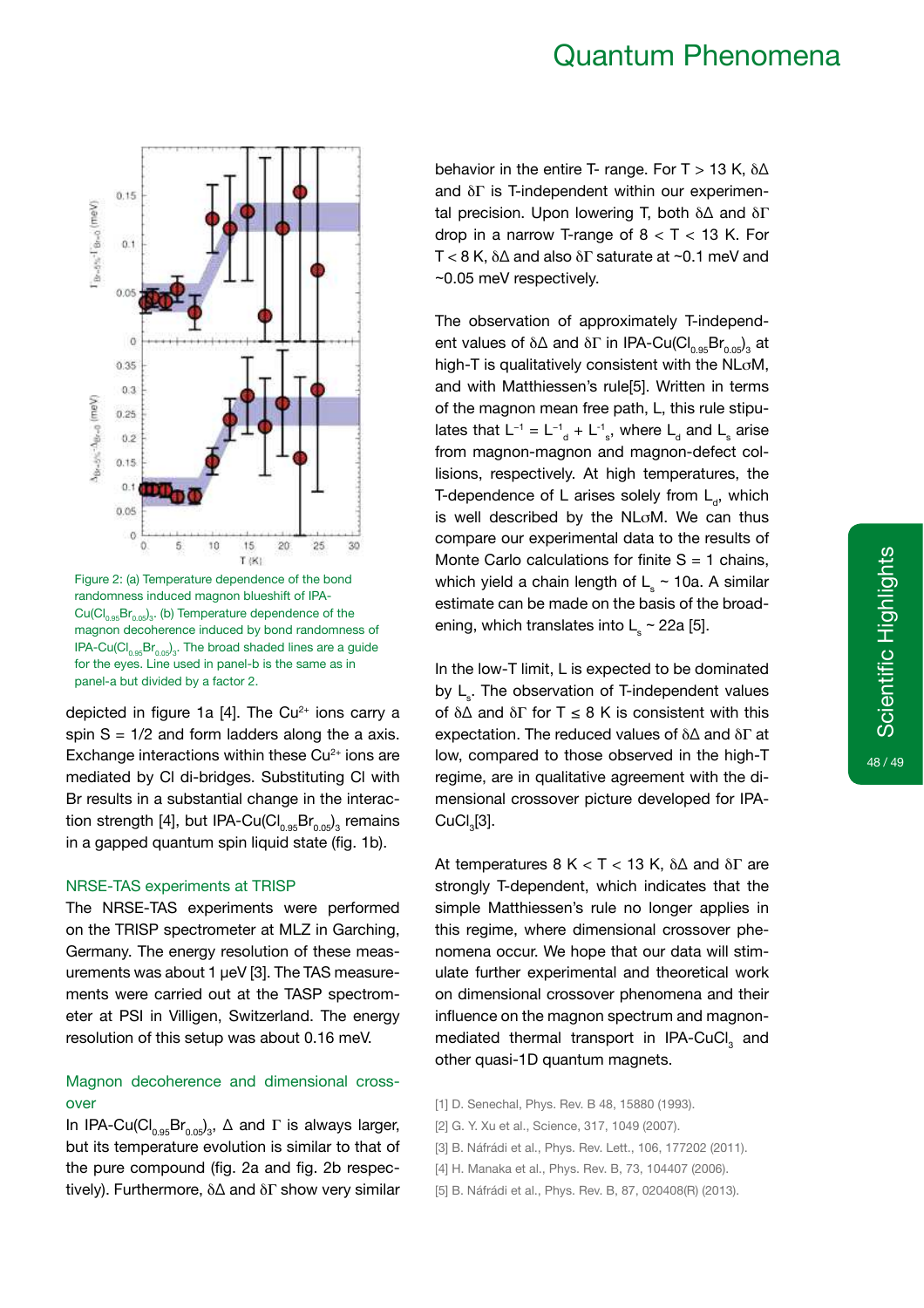0.15
0.1
0.05
0
$\Gamma_{(Br=5\%)}-\Gamma_{(Br=0)}$ (meV)

0.35
0.3
0.25
0.2
0.15
0.1
0.05
0
$\Delta_{(Br=5\%)}-\Delta_{(Br=0)}$ (meV)

0 5 10 15 20 25 30
T (K)

Figure 2: (a) Temperature dependence of the bond randomness induced magnon blueshift of IPA-$Cu(Cl_{0.95}Br_{0.05})_3$. (b) Temperature dependence of the magnon decoherence induced by bond randomness of IPA-$Cu(Cl_{0.95}Br_{0.05})_3$. The broad shaded lines are a guide for the eyes. Line used in panel-b is the same as in panel-a but divided by a factor 2.

depicted in figure 1a [4]. The $Cu^{2+}$ ions carry a spin S = 1/2 and form ladders along the a axis. Exchange interactions within these $Cu^{2+}$ ions are mediated by Cl di-bridges. Substituting Cl with Br results in a substantial change in the interaction strength [4], but IPA-$Cu(Cl_{0.95}Br_{0.05})_3$ remains in a gapped quantum spin liquid state (fig. 1b).

## NRSE-TAS experiments at TRISP

The NRSE-TAS experiments were performed on the TRISP spectrometer at MLZ in Garching, Germany. The energy resolution of these measurements was about 1 µeV [3]. The TAS measurements were carried out at the TASP spectrometer at PSI in Villigen, Switzerland. The energy resolution of this setup was about 0.16 meV.

## Magnon decoherence and dimensional crossover

In IPA-$Cu(Cl_{0.95}Br_{0.05})_3$, $\Delta$ and $\Gamma$ is always larger, but its temperature evolution is similar to that of the pure compound (fig. 2a and fig. 2b respectively). Furthermore, $\delta\Delta$ and $\delta\Gamma$ show very similar behavior in the entire T- range. For T > 13 K, $\delta\Delta$ and $\delta\Gamma$ is T-independent within our experimental precision. Upon lowering T, both $\delta\Delta$ and $\delta\Gamma$ drop in a narrow T-range of 8 < T < 13 K. For T < 8 K, $\delta\Delta$ and also $\delta\Gamma$ saturate at ~0.1 meV and ~0.05 meV respectively.

The observation of approximately T-independent values of $\delta\Delta$ and $\delta\Gamma$ in IPA-$Cu(Cl_{0.95}Br_{0.05})_3$ at high-T is qualitatively consistent with the NLσM, and with Matthiessen's rule[5]. Written in terms of the magnon mean free path, L, this rule stipulates that $L^{-1} = L^{-1}_d + L^{-1}_s$, where $L_d$ and $L_s$ arise from magnon-magnon and magnon-defect collisions, respectively. At high temperatures, the T-dependence of L arises solely from $L_d$, which is well described by the NLσM. We can thus compare our experimental data to the results of Monte Carlo calculations for finite S = 1 chains, which yield a chain length of $L_s$ ~ 10a. A similar estimate can be made on the basis of the broadening, which translates into $L_s$ ~ 22a [5].

In the low-T limit, L is expected to be dominated by $L_s$. The observation of T-independent values of $\delta\Delta$ and $\delta\Gamma$ for T ≤ 8 K is consistent with this expectation. The reduced values of $\delta\Delta$ and $\delta\Gamma$ at low, compared to those observed in the high-T regime, are in qualitative agreement with the dimensional crossover picture developed for IPA-$CuCl_3$[3].

At temperatures 8 K < T < 13 K, $\delta\Delta$ and $\delta\Gamma$ are strongly T-dependent, which indicates that the simple Matthiessen's rule no longer applies in this regime, where dimensional crossover phenomena occur. We hope that our data will stimulate further experimental and theoretical work on dimensional crossover phenomena and their influence on the magnon spectrum and magnon-mediated thermal transport in IPA-$CuCl_3$ and other quasi-1D quantum magnets.

[1] D. Senechal, Phys. Rev. B 48, 15880 (1993).
[2] G. Y. Xu et al., Science, 317, 1049 (2007).
[3] B. Náfrádi et al., Phys. Rev. Lett., 106, 177202 (2011).
[4] H. Manaka et al., Phys. Rev. B, 73, 104407 (2006).
[5] B. Náfrádi et al., Phys. Rev. B, 87, 020408(R) (2013).